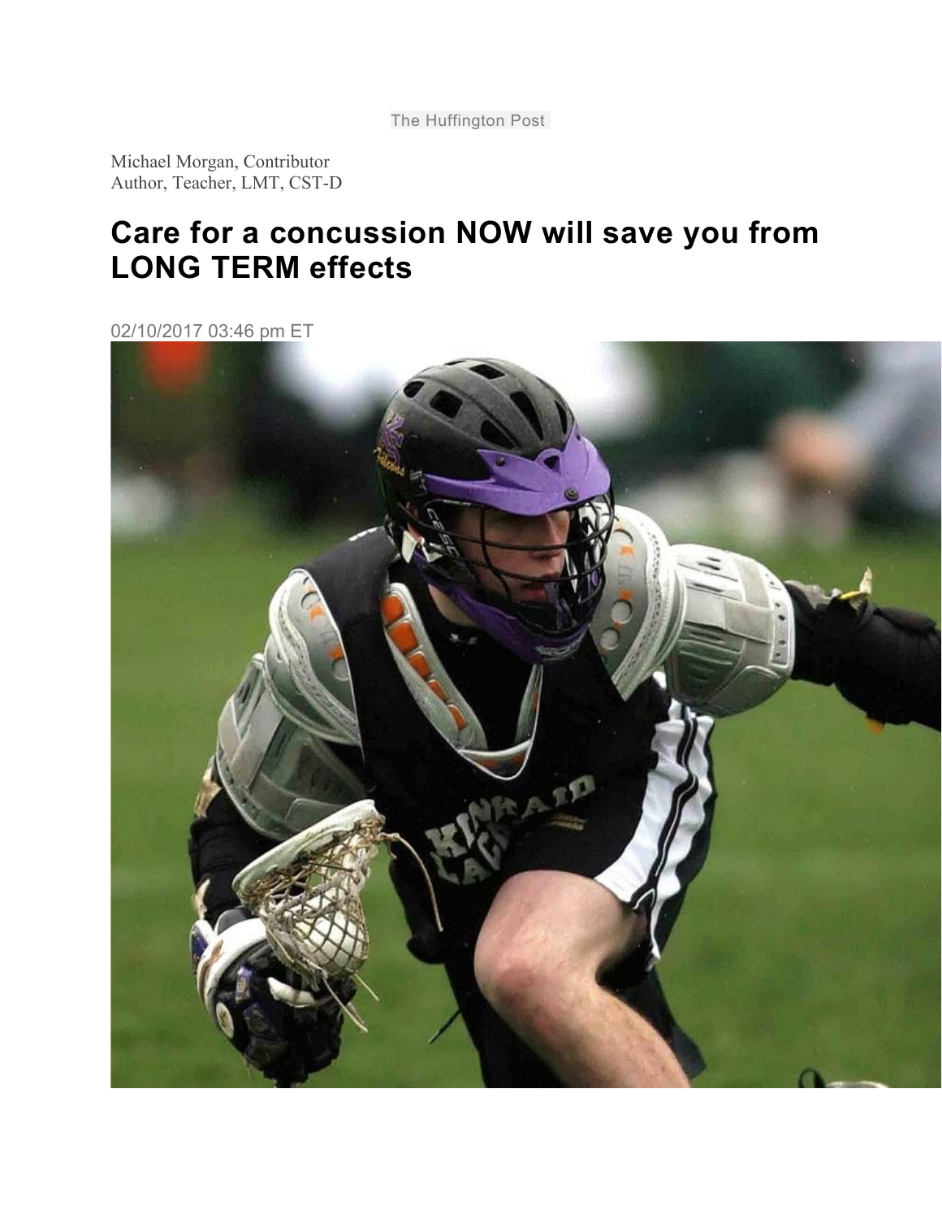The Huffington Post

Michael Morgan, Contributor
Author, Teacher, LMT, CST-D

# Care for a concussion NOW will save you from LONG TERM effects

02/10/2017 03:46 pm ET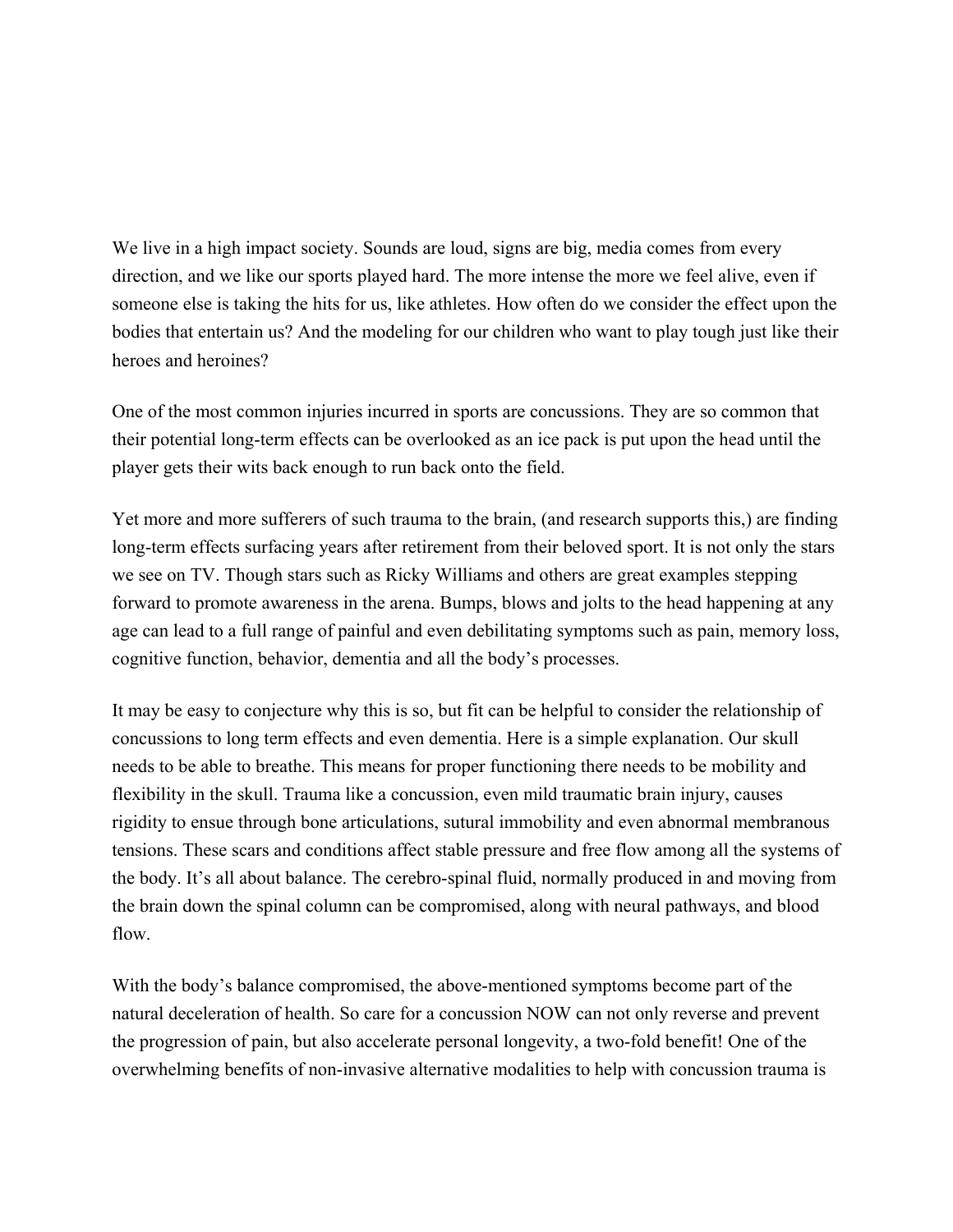We live in a high impact society. Sounds are loud, signs are big, media comes from every direction, and we like our sports played hard. The more intense the more we feel alive, even if someone else is taking the hits for us, like athletes. How often do we consider the effect upon the bodies that entertain us? And the modeling for our children who want to play tough just like their heroes and heroines?

One of the most common injuries incurred in sports are concussions. They are so common that their potential long-term effects can be overlooked as an ice pack is put upon the head until the player gets their wits back enough to run back onto the field.

Yet more and more sufferers of such trauma to the brain, (and research supports this,) are finding long-term effects surfacing years after retirement from their beloved sport. It is not only the stars we see on TV. Though stars such as Ricky Williams and others are great examples stepping forward to promote awareness in the arena. Bumps, blows and jolts to the head happening at any age can lead to a full range of painful and even debilitating symptoms such as pain, memory loss, cognitive function, behavior, dementia and all the body's processes.

It may be easy to conjecture why this is so, but fit can be helpful to consider the relationship of concussions to long term effects and even dementia. Here is a simple explanation. Our skull needs to be able to breathe. This means for proper functioning there needs to be mobility and flexibility in the skull. Trauma like a concussion, even mild traumatic brain injury, causes rigidity to ensue through bone articulations, sutural immobility and even abnormal membranous tensions. These scars and conditions affect stable pressure and free flow among all the systems of the body. It's all about balance. The cerebro-spinal fluid, normally produced in and moving from the brain down the spinal column can be compromised, along with neural pathways, and blood flow.

With the body's balance compromised, the above-mentioned symptoms become part of the natural deceleration of health. So care for a concussion NOW can not only reverse and prevent the progression of pain, but also accelerate personal longevity, a two-fold benefit! One of the overwhelming benefits of non-invasive alternative modalities to help with concussion trauma is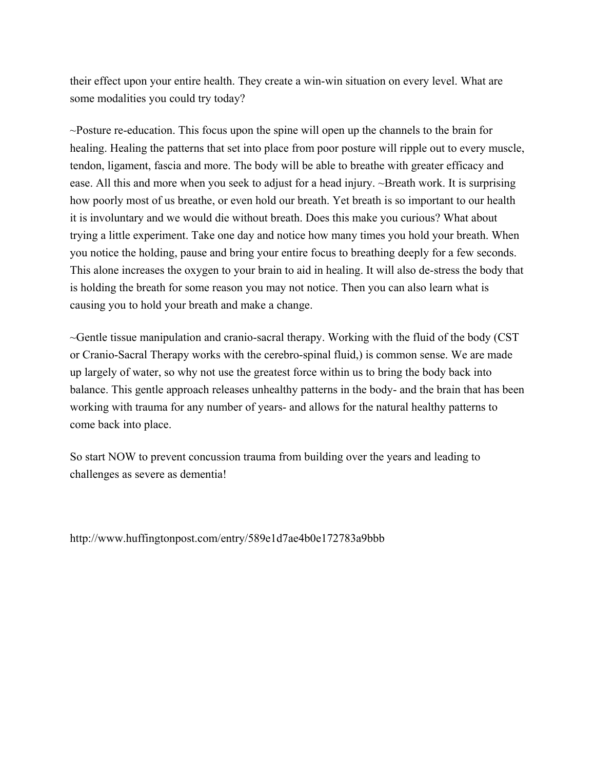their effect upon your entire health. They create a win-win situation on every level. What are some modalities you could try today?

~Posture re-education. This focus upon the spine will open up the channels to the brain for healing. Healing the patterns that set into place from poor posture will ripple out to every muscle, tendon, ligament, fascia and more. The body will be able to breathe with greater efficacy and ease. All this and more when you seek to adjust for a head injury. ~Breath work. It is surprising how poorly most of us breathe, or even hold our breath. Yet breath is so important to our health it is involuntary and we would die without breath. Does this make you curious? What about trying a little experiment. Take one day and notice how many times you hold your breath. When you notice the holding, pause and bring your entire focus to breathing deeply for a few seconds. This alone increases the oxygen to your brain to aid in healing. It will also de-stress the body that is holding the breath for some reason you may not notice. Then you can also learn what is causing you to hold your breath and make a change.

~Gentle tissue manipulation and cranio-sacral therapy. Working with the fluid of the body (CST or Cranio-Sacral Therapy works with the cerebro-spinal fluid,) is common sense. We are made up largely of water, so why not use the greatest force within us to bring the body back into balance. This gentle approach releases unhealthy patterns in the body- and the brain that has been working with trauma for any number of years- and allows for the natural healthy patterns to come back into place.

So start NOW to prevent concussion trauma from building over the years and leading to challenges as severe as dementia!

http://www.huffingtonpost.com/entry/589e1d7ae4b0e172783a9bbb